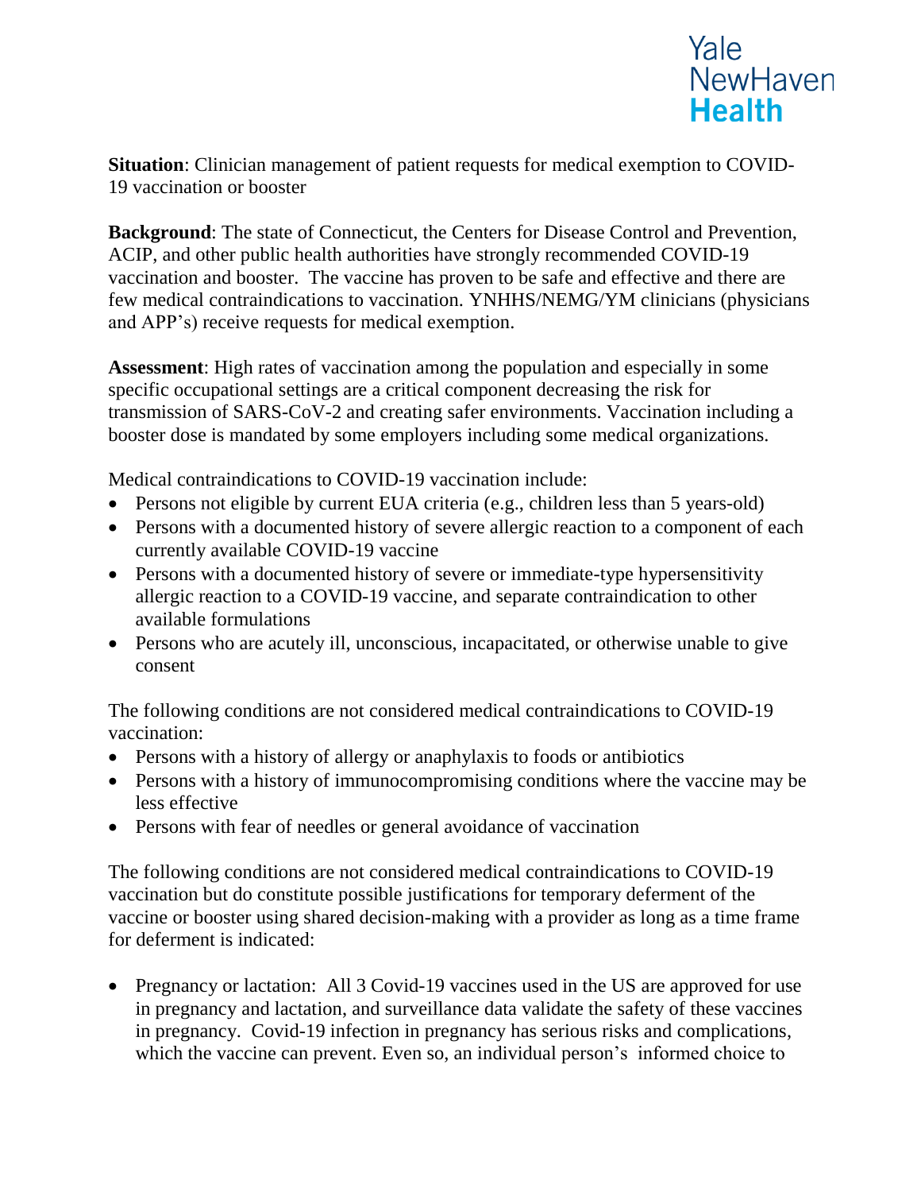Yale NewHaven **Health**

**Situation**: Clinician management of patient requests for medical exemption to COVID-19 vaccination or booster

**Background**: The state of Connecticut, the Centers for Disease Control and Prevention, ACIP, and other public health authorities have strongly recommended COVID-19 vaccination and booster. The vaccine has proven to be safe and effective and there are few medical contraindications to vaccination. YNHHS/NEMG/YM clinicians (physicians and APP's) receive requests for medical exemption.

**Assessment**: High rates of vaccination among the population and especially in some specific occupational settings are a critical component decreasing the risk for transmission of SARS-CoV-2 and creating safer environments. Vaccination including a booster dose is mandated by some employers including some medical organizations.

Medical contraindications to COVID-19 vaccination include:

- Persons not eligible by current EUA criteria (e.g., children less than 5 years-old)
- Persons with a documented history of severe allergic reaction to a component of each currently available COVID-19 vaccine
- Persons with a documented history of severe or immediate-type hypersensitivity allergic reaction to a COVID-19 vaccine, and separate contraindication to other available formulations
- Persons who are acutely ill, unconscious, incapacitated, or otherwise unable to give consent

The following conditions are not considered medical contraindications to COVID-19 vaccination:

- Persons with a history of allergy or anaphylaxis to foods or antibiotics
- Persons with a history of immunocompromising conditions where the vaccine may be less effective
- Persons with fear of needles or general avoidance of vaccination

The following conditions are not considered medical contraindications to COVID-19 vaccination but do constitute possible justifications for temporary deferment of the vaccine or booster using shared decision-making with a provider as long as a time frame for deferment is indicated:

- Pregnancy or lactation: All 3 Covid-19 vaccines used in the US are approved for use in pregnancy and lactation, and surveillance data validate the safety of these vaccines in pregnancy. Covid-19 infection in pregnancy has serious risks and complications, which the vaccine can prevent. Even so, an individual person's informed choice to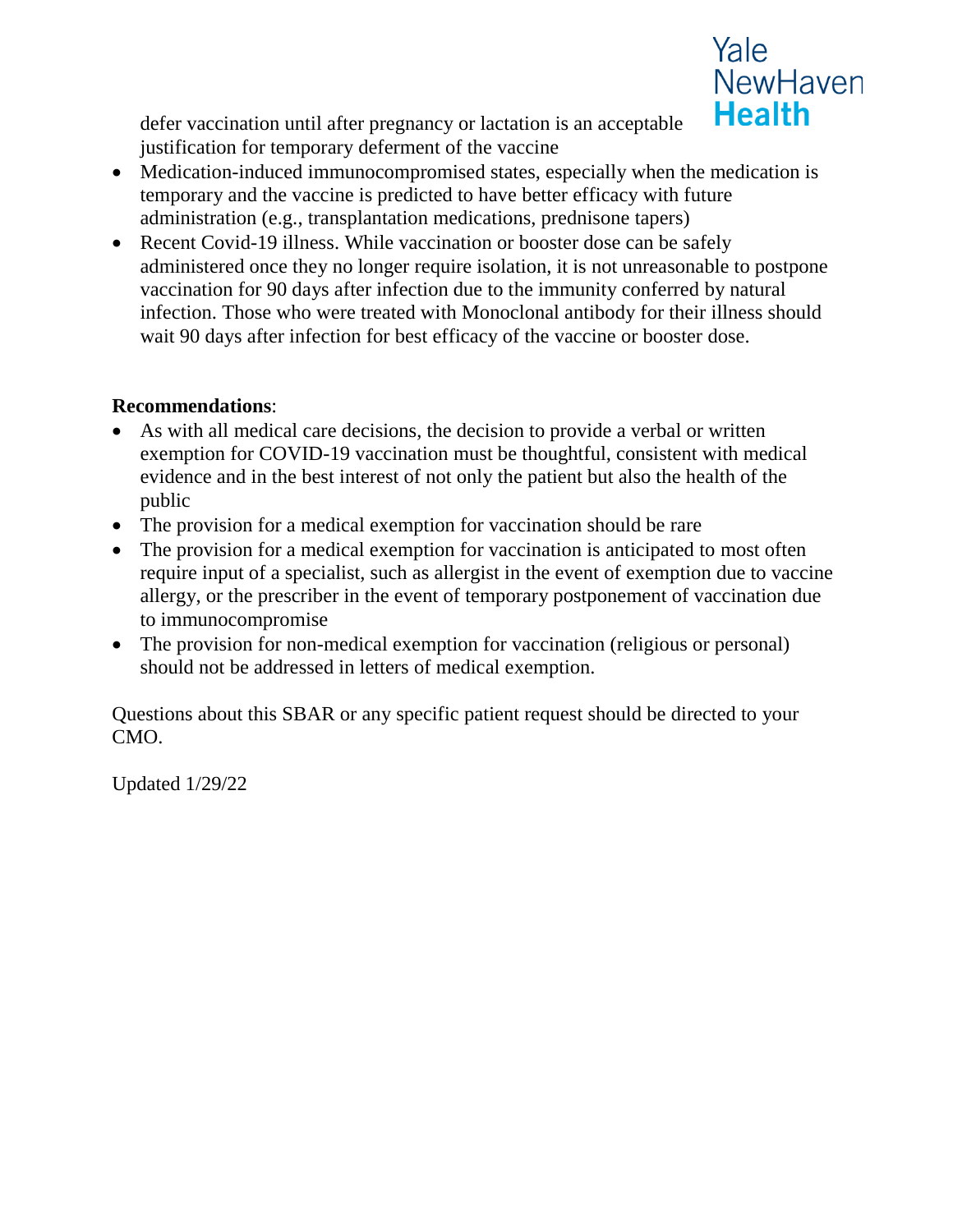defer vaccination until after pregnancy or lactation is an acceptable justification for temporary deferment of the vaccine

- Medication-induced immunocompromised states, especially when the medication is temporary and the vaccine is predicted to have better efficacy with future administration (e.g., transplantation medications, prednisone tapers)
- Recent Covid-19 illness. While vaccination or booster dose can be safely administered once they no longer require isolation, it is not unreasonable to postpone vaccination for 90 days after infection due to the immunity conferred by natural infection. Those who were treated with Monoclonal antibody for their illness should wait 90 days after infection for best efficacy of the vaccine or booster dose.

**Recommendations**:

- As with all medical care decisions, the decision to provide a verbal or written exemption for COVID-19 vaccination must be thoughtful, consistent with medical evidence and in the best interest of not only the patient but also the health of the public
- The provision for a medical exemption for vaccination should be rare
- The provision for a medical exemption for vaccination is anticipated to most often require input of a specialist, such as allergist in the event of exemption due to vaccine allergy, or the prescriber in the event of temporary postponement of vaccination due to immunocompromise
- The provision for non-medical exemption for vaccination (religious or personal) should not be addressed in letters of medical exemption.

Questions about this SBAR or any specific patient request should be directed to your CMO.

Updated 1/29/22